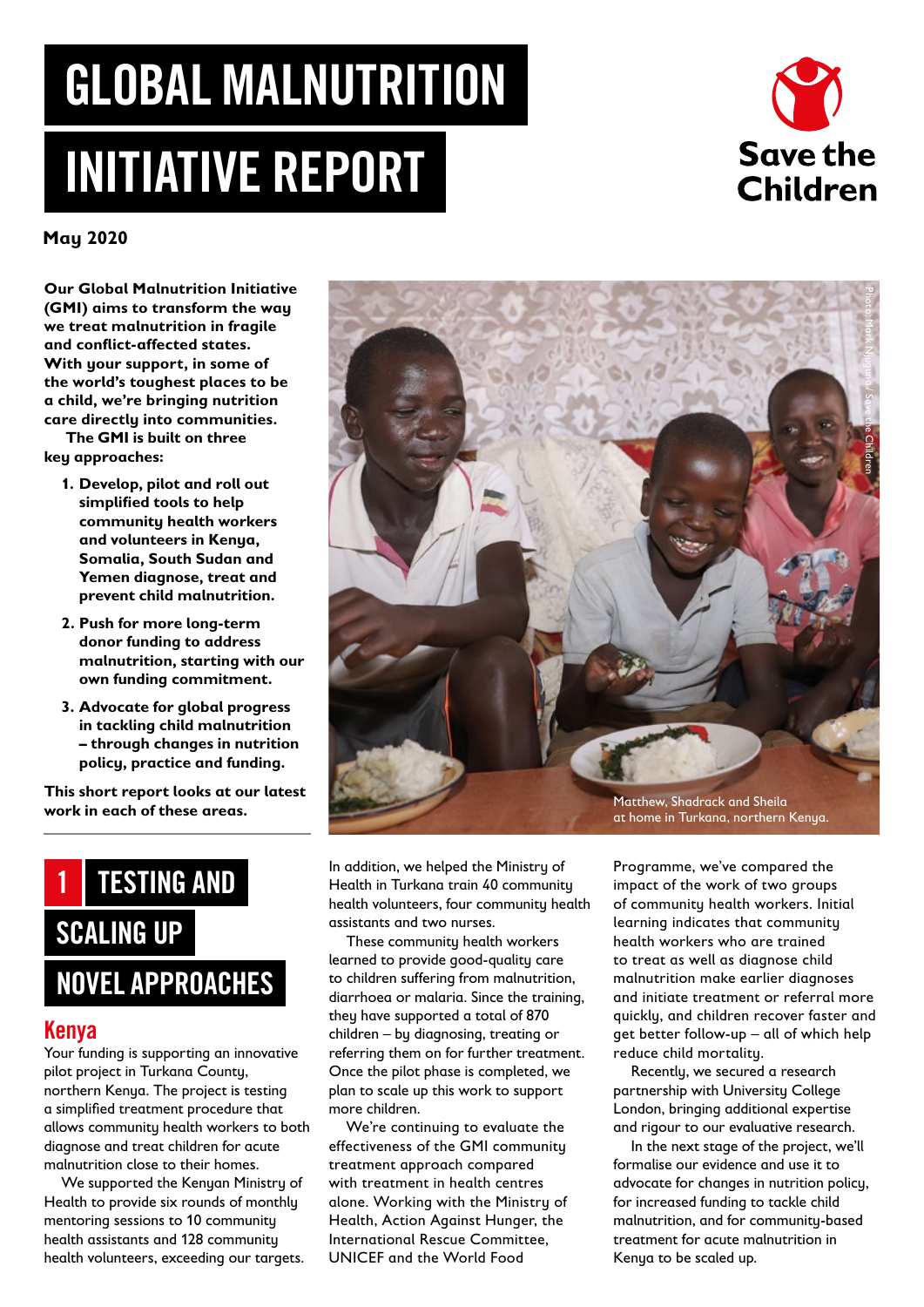# GLOBAL MALNUTRITION INITIATIVE REPORT

**May 2020**

**Our Global Malnutrition Initiative (GMI) aims to transform the way we treat malnutrition in fragile and conflict-affected states. With your support, in some of the world's toughest places to be a child, we're bringing nutrition care directly into communities.**

**The GMI is built on three key approaches:**

1. **Develop, pilot and roll out simplified tools to help community health workers and volunteers in Kenya, Somalia, South Sudan and Yemen diagnose, treat and prevent child malnutrition.**
2. **Push for more long-term donor funding to address malnutrition, starting with our own funding commitment.**
3. **Advocate for global progress in tackling child malnutrition – through changes in nutrition policy, practice and funding.**

**This short report looks at our latest work in each of these areas.**

Matthew, Shadrack and Sheila at home in Turkana, northern Kenya.

## 1 TESTING AND SCALING UP NOVEL APPROACHES

### Kenya

Your funding is supporting an innovative pilot project in Turkana County, northern Kenya. The project is testing a simplified treatment procedure that allows community health workers to both diagnose and treat children for acute malnutrition close to their homes.

We supported the Kenyan Ministry of Health to provide six rounds of monthly mentoring sessions to 10 community health assistants and 128 community health volunteers, exceeding our targets. In addition, we helped the Ministry of Health in Turkana train 40 community health volunteers, four community health assistants and two nurses.

These community health workers learned to provide good-quality care to children suffering from malnutrition, diarrhoea or malaria. Since the training, they have supported a total of 870 children – by diagnosing, treating or referring them on for further treatment. Once the pilot phase is completed, we plan to scale up this work to support more children.

We're continuing to evaluate the effectiveness of the GMI community treatment approach compared with treatment in health centres alone. Working with the Ministry of Health, Action Against Hunger, the International Rescue Committee, UNICEF and the World Food Programme, we've compared the impact of the work of two groups of community health workers. Initial learning indicates that community health workers who are trained to treat as well as diagnose child malnutrition make earlier diagnoses and initiate treatment or referral more quickly, and children recover faster and get better follow-up – all of which help reduce child mortality.

Recently, we secured a research partnership with University College London, bringing additional expertise and rigour to our evaluative research.

In the next stage of the project, we'll formalise our evidence and use it to advocate for changes in nutrition policy, for increased funding to tackle child malnutrition, and for community-based treatment for acute malnutrition in Kenya to be scaled up.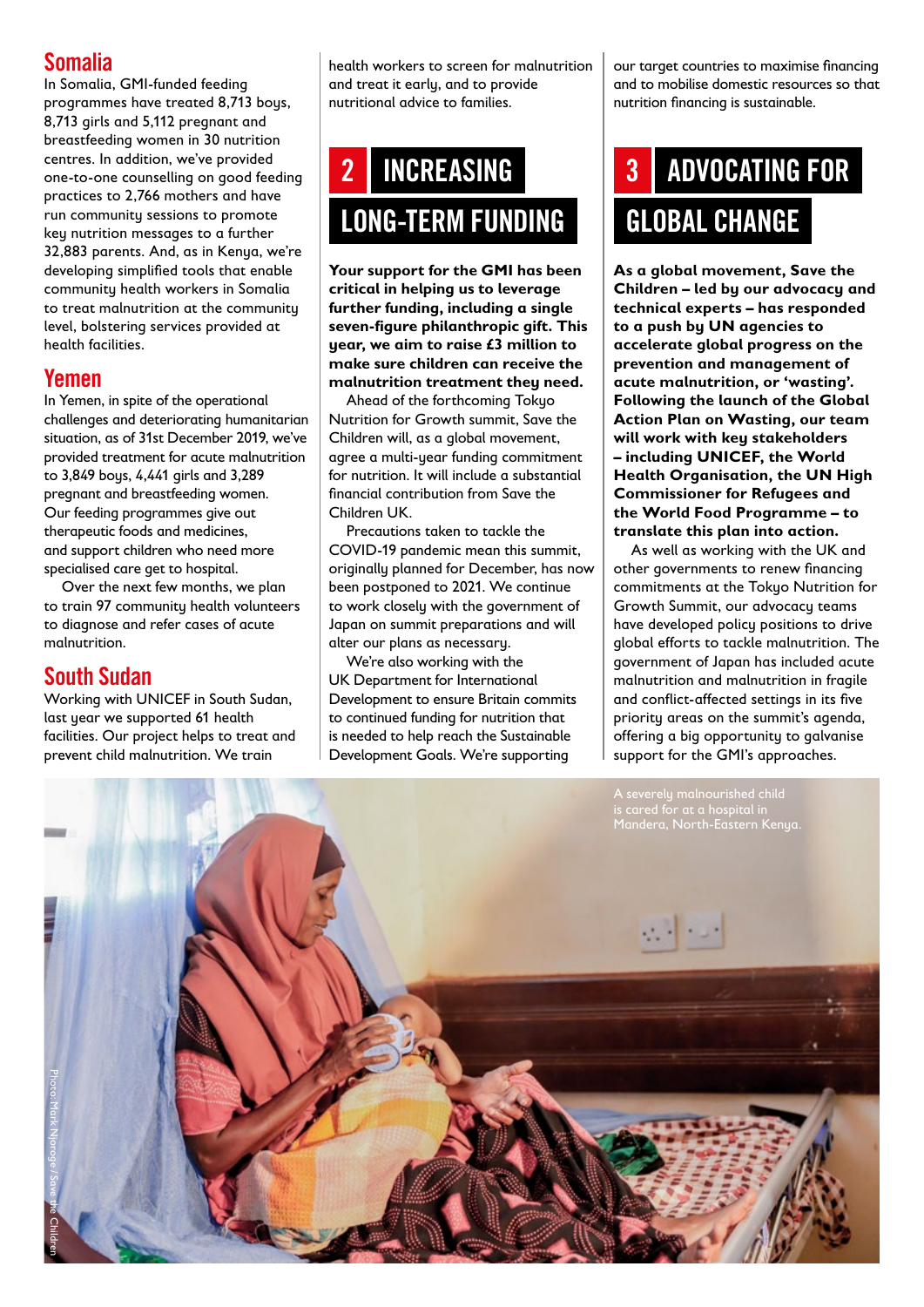## Somalia

In Somalia, GMI-funded feeding programmes have treated 8,713 boys, 8,713 girls and 5,112 pregnant and breastfeeding women in 30 nutrition centres. In addition, we've provided one-to-one counselling on good feeding practices to 2,766 mothers and have run community sessions to promote key nutrition messages to a further 32,883 parents. And, as in Kenya, we're developing simplified tools that enable community health workers in Somalia to treat malnutrition at the community level, bolstering services provided at health facilities.

## Yemen

In Yemen, in spite of the operational challenges and deteriorating humanitarian situation, as of 31st December 2019, we've provided treatment for acute malnutrition to 3,849 boys, 4,441 girls and 3,289 pregnant and breastfeeding women. Our feeding programmes give out therapeutic foods and medicines, and support children who need more specialised care get to hospital.

Over the next few months, we plan to train 97 community health volunteers to diagnose and refer cases of acute malnutrition.

## South Sudan

Working with UNICEF in South Sudan, last year we supported 61 health facilities. Our project helps to treat and prevent child malnutrition. We train health workers to screen for malnutrition and treat it early, and to provide nutritional advice to families.

# 2 INCREASING LONG-TERM FUNDING

**Your support for the GMI has been critical in helping us to leverage further funding, including a single seven-figure philanthropic gift. This year, we aim to raise £3 million to make sure children can receive the malnutrition treatment they need.**

Ahead of the forthcoming Tokyo Nutrition for Growth summit, Save the Children will, as a global movement, agree a multi-year funding commitment for nutrition. It will include a substantial financial contribution from Save the Children UK.

Precautions taken to tackle the COVID-19 pandemic mean this summit, originally planned for December, has now been postponed to 2021. We continue to work closely with the government of Japan on summit preparations and will alter our plans as necessary.

We're also working with the UK Department for International Development to ensure Britain commits to continued funding for nutrition that is needed to help reach the Sustainable Development Goals. We're supporting our target countries to maximise financing and to mobilise domestic resources so that nutrition financing is sustainable.

# 3 ADVOCATING FOR GLOBAL CHANGE

**As a global movement, Save the Children – led by our advocacy and technical experts – has responded to a push by UN agencies to accelerate global progress on the prevention and management of acute malnutrition, or 'wasting'. Following the launch of the Global Action Plan on Wasting, our team will work with key stakeholders – including UNICEF, the World Health Organisation, the UN High Commissioner for Refugees and the World Food Programme – to translate this plan into action.**

As well as working with the UK and other governments to renew financing commitments at the Tokyo Nutrition for Growth Summit, our advocacy teams have developed policy positions to drive global efforts to tackle malnutrition. The government of Japan has included acute malnutrition and malnutrition in fragile and conflict-affected settings in its five priority areas on the summit's agenda, offering a big opportunity to galvanise support for the GMI's approaches.

A severely malnourished child is cared for at a hospital in Mandera, North-Eastern Kenya.

Photo: Mark Njoroge / Save the Children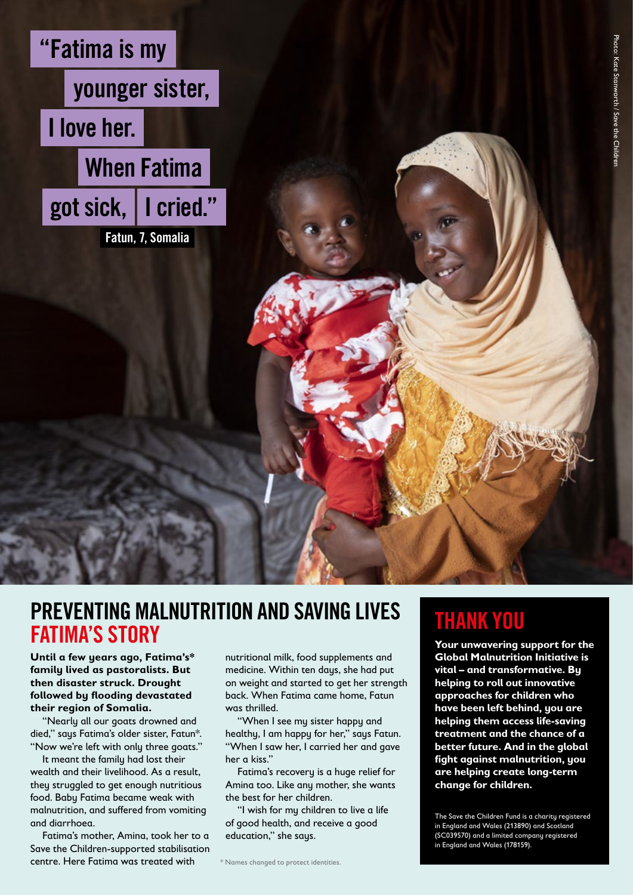"Fatima is my younger sister, I love her. When Fatima got sick, I cried."

Fatun, 7, Somalia

Photo: Kate Stanworth / Save the Children

# PREVENTING MALNUTRITION AND SAVING LIVES

## FATIMA'S STORY

**Until a few years ago, Fatima's* family lived as pastoralists. But then disaster struck. Drought followed by flooding devastated their region of Somalia.**

"Nearly all our goats drowned and died," says Fatima's older sister, Fatun*. "Now we're left with only three goats."

It meant the family had lost their wealth and their livelihood. As a result, they struggled to get enough nutritious food. Baby Fatima became weak with malnutrition, and suffered from vomiting and diarrhoea.

Fatima's mother, Amina, took her to a Save the Children-supported stabilisation centre. Here Fatima was treated with nutritional milk, food supplements and medicine. Within ten days, she had put on weight and started to get her strength back. When Fatima came home, Fatun was thrilled.

"When I see my sister happy and healthy, I am happy for her," says Fatun. "When I saw her, I carried her and gave her a kiss."

Fatima's recovery is a huge relief for Amina too. Like any mother, she wants the best for her children.

"I wish for my children to live a life of good health, and receive a good education," she says.

\* Names changed to protect identities.

## THANK YOU

**Your unwavering support for the Global Malnutrition Initiative is vital – and transformative. By helping to roll out innovative approaches for children who have been left behind, you are helping them access life-saving treatment and the chance of a better future. And in the global fight against malnutrition, you are helping create long-term change for children.**

The Save the Children Fund is a charity registered in England and Wales (213890) and Scotland (SC039570) and a limited company registered in England and Wales (178159).